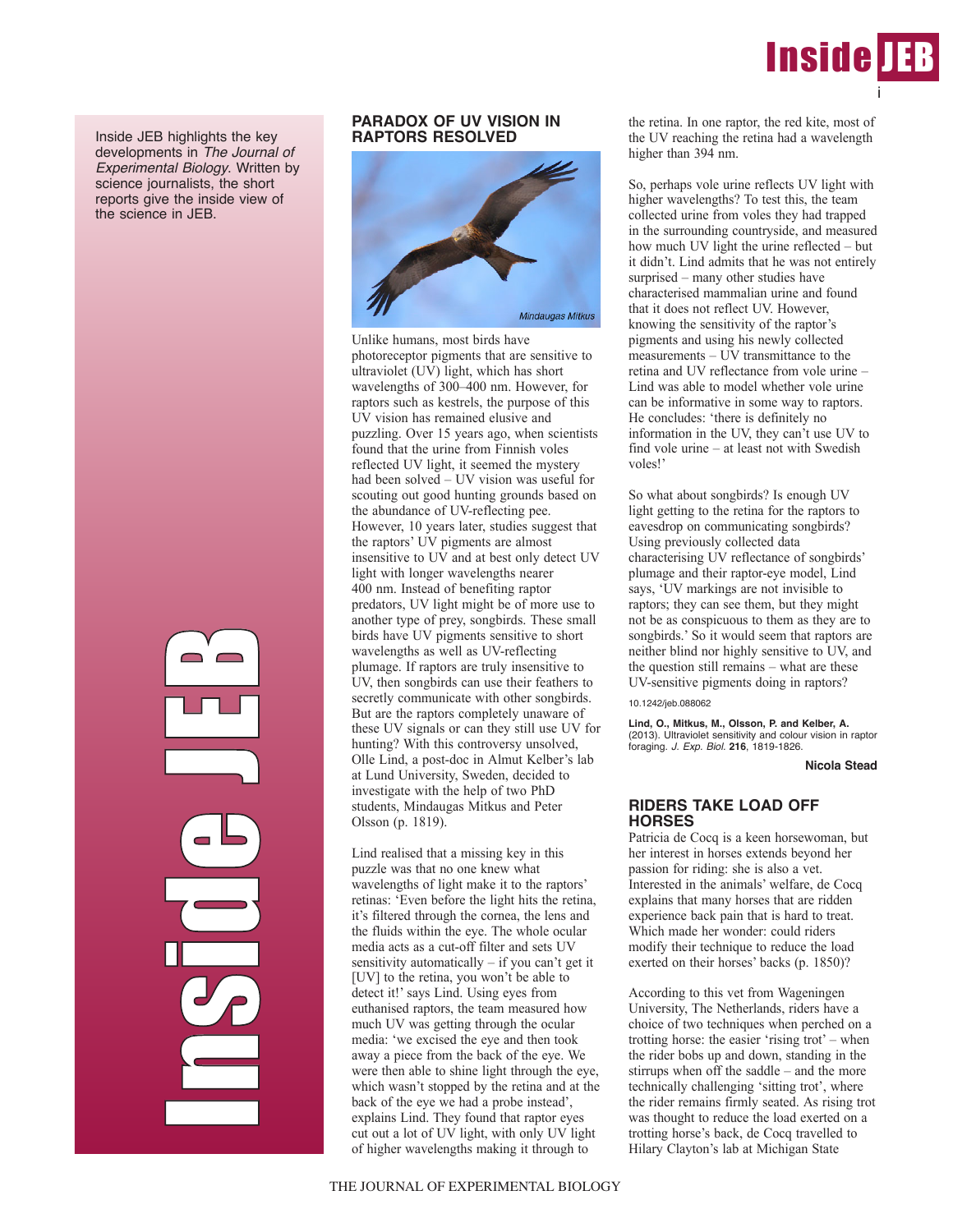Inside JEB highlights the key developments in *The Journal of Experimental Biology*. Written by science journalists, the short reports give the inside view of the science in JEB.

## PARADOX OF UV VISION IN RAPTORS RESOLVED

Mindaugas Mitkus

Unlike humans, most birds have photoreceptor pigments that are sensitive to ultraviolet (UV) light, which has short wavelengths of 300–400 nm. However, for raptors such as kestrels, the purpose of this UV vision has remained elusive and puzzling. Over 15 years ago, when scientists found that the urine from Finnish voles reflected UV light, it seemed the mystery had been solved – UV vision was useful for scouting out good hunting grounds based on the abundance of UV-reflecting pee. However, 10 years later, studies suggest that the raptors' UV pigments are almost insensitive to UV and at best only detect UV light with longer wavelengths nearer 400 nm. Instead of benefiting raptor predators, UV light might be of more use to another type of prey, songbirds. These small birds have UV pigments sensitive to short wavelengths as well as UV-reflecting plumage. If raptors are truly insensitive to UV, then songbirds can use their feathers to secretly communicate with other songbirds. But are the raptors completely unaware of these UV signals or can they still use UV for hunting? With this controversy unsolved, Olle Lind, a post-doc in Almut Kelber's lab at Lund University, Sweden, decided to investigate with the help of two PhD students, Mindaugas Mitkus and Peter Olsson (p. 1819).

Lind realised that a missing key in this puzzle was that no one knew what wavelengths of light make it to the raptors' retinas: 'Even before the light hits the retina, it's filtered through the cornea, the lens and the fluids within the eye. The whole ocular media acts as a cut-off filter and sets UV sensitivity automatically – if you can't get it [UV] to the retina, you won't be able to detect it!' says Lind. Using eyes from euthanised raptors, the team measured how much UV was getting through the ocular media: 'we excised the eye and then took away a piece from the back of the eye. We were then able to shine light through the eye, which wasn't stopped by the retina and at the back of the eye we had a probe instead', explains Lind. They found that raptor eyes cut out a lot of UV light, with only UV light of higher wavelengths making it through to the retina. In one raptor, the red kite, most of the UV reaching the retina had a wavelength higher than 394 nm.

So, perhaps vole urine reflects UV light with higher wavelengths? To test this, the team collected urine from voles they had trapped in the surrounding countryside, and measured how much UV light the urine reflected – but it didn't. Lind admits that he was not entirely surprised – many other studies have characterised mammalian urine and found that it does not reflect UV. However, knowing the sensitivity of the raptor's pigments and using his newly collected measurements – UV transmittance to the retina and UV reflectance from vole urine – Lind was able to model whether vole urine can be informative in some way to raptors. He concludes: 'there is definitely no information in the UV, they can't use UV to find vole urine – at least not with Swedish voles!'

So what about songbirds? Is enough UV light getting to the retina for the raptors to eavesdrop on communicating songbirds? Using previously collected data characterising UV reflectance of songbirds' plumage and their raptor-eye model, Lind says, 'UV markings are not invisible to raptors; they can see them, but they might not be as conspicuous to them as they are to songbirds.' So it would seem that raptors are neither blind nor highly sensitive to UV, and the question still remains – what are these UV-sensitive pigments doing in raptors?

10.1242/jeb.088062

**Lind, O., Mitkus, M., Olsson, P. and Kelber, A.** (2013). Ultraviolet sensitivity and colour vision in raptor foraging. *J. Exp. Biol.* **216**, 1819-1826.

**Nicola Stead**

## RIDERS TAKE LOAD OFF HORSES

Patricia de Cocq is a keen horsewoman, but her interest in horses extends beyond her passion for riding: she is also a vet. Interested in the animals' welfare, de Cocq explains that many horses that are ridden experience back pain that is hard to treat. Which made her wonder: could riders modify their technique to reduce the load exerted on their horses' backs (p. 1850)?

According to this vet from Wageningen University, The Netherlands, riders have a choice of two techniques when perched on a trotting horse: the easier 'rising trot' – when the rider bobs up and down, standing in the stirrups when off the saddle – and the more technically challenging 'sitting trot', where the rider remains firmly seated. As rising trot was thought to reduce the load exerted on a trotting horse's back, de Cocq travelled to Hilary Clayton's lab at Michigan State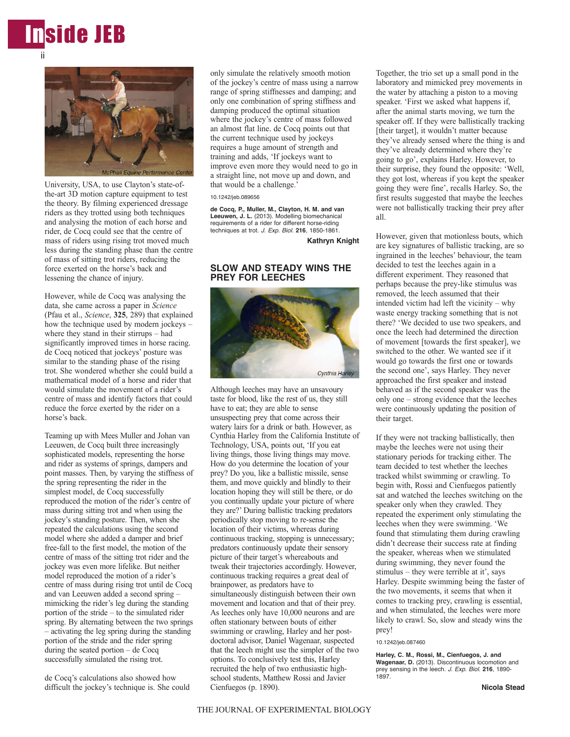McPhail Equine Performance Center

University, USA, to use Clayton's state-of-the-art 3D motion capture equipment to test the theory. By filming experienced dressage riders as they trotted using both techniques and analysing the motion of each horse and rider, de Cocq could see that the centre of mass of riders using rising trot moved much less during the standing phase than the centre of mass of sitting trot riders, reducing the force exerted on the horse's back and lessening the chance of injury.

However, while de Cocq was analysing the data, she came across a paper in *Science* (Pfau et al., *Science*, **325**, 289) that explained how the technique used by modern jockeys – where they stand in their stirrups – had significantly improved times in horse racing. de Cocq noticed that jockeys' posture was similar to the standing phase of the rising trot. She wondered whether she could build a mathematical model of a horse and rider that would simulate the movement of a rider's centre of mass and identify factors that could reduce the force exerted by the rider on a horse's back.

Teaming up with Mees Muller and Johan van Leeuwen, de Cocq built three increasingly sophisticated models, representing the horse and rider as systems of springs, dampers and point masses. Then, by varying the stiffness of the spring representing the rider in the simplest model, de Cocq successfully reproduced the motion of the rider's centre of mass during sitting trot and when using the jockey's standing posture. Then, when she repeated the calculations using the second model where she added a damper and brief free-fall to the first model, the motion of the centre of mass of the sitting trot rider and the jockey was even more lifelike. But neither model reproduced the motion of a rider's centre of mass during rising trot until de Cocq and van Leeuwen added a second spring – mimicking the rider's leg during the standing portion of the stride – to the simulated rider spring. By alternating between the two springs – activating the leg spring during the standing portion of the stride and the rider spring during the seated portion – de Cocq successfully simulated the rising trot.

de Cocq's calculations also showed how difficult the jockey's technique is. She could only simulate the relatively smooth motion of the jockey's centre of mass using a narrow range of spring stiffnesses and damping; and only one combination of spring stiffness and damping produced the optimal situation where the jockey's centre of mass followed an almost flat line. de Cocq points out that the current technique used by jockeys requires a huge amount of strength and training and adds, 'If jockeys want to improve even more they would need to go in a straight line, not move up and down, and that would be a challenge.'

10.1242/jeb.089656

**de Cocq, P., Muller, M., Clayton, H. M. and van Leeuwen, J. L.** (2013). Modelling biomechanical requirements of a rider for different horse-riding techniques at trot. *J. Exp. Biol.* **216**, 1850-1861.

**Kathryn Knight**

## SLOW AND STEADY WINS THE PREY FOR LEECHES

Cynthia Harley

Although leeches may have an unsavoury taste for blood, like the rest of us, they still have to eat; they are able to sense unsuspecting prey that come across their watery lairs for a drink or bath. However, as Cynthia Harley from the California Institute of Technology, USA, points out, 'If you eat living things, those living things may move. How do you determine the location of your prey? Do you, like a ballistic missile, sense them, and move quickly and blindly to their location hoping they will still be there, or do you continually update your picture of where they are?' During ballistic tracking predators periodically stop moving to re-sense the location of their victims, whereas during continuous tracking, stopping is unnecessary; predators continuously update their sensory picture of their target's whereabouts and tweak their trajectories accordingly. However, continuous tracking requires a great deal of brainpower, as predators have to simultaneously distinguish between their own movement and location and that of their prey. As leeches only have 10,000 neurons and are often stationary between bouts of either swimming or crawling, Harley and her post-doctoral advisor, Daniel Wagenaar, suspected that the leech might use the simpler of the two options. To conclusively test this, Harley recruited the help of two enthusiastic high-school students, Matthew Rossi and Javier Cienfuegos (p. 1890).

Together, the trio set up a small pond in the laboratory and mimicked prey movements in the water by attaching a piston to a moving speaker. 'First we asked what happens if, after the animal starts moving, we turn the speaker off. If they were ballistically tracking [their target], it wouldn't matter because they've already sensed where the thing is and they've already determined where they're going to go', explains Harley. However, to their surprise, they found the opposite: 'Well, they got lost, whereas if you kept the speaker going they were fine', recalls Harley. So, the first results suggested that maybe the leeches were not ballistically tracking their prey after all.

However, given that motionless bouts, which are key signatures of ballistic tracking, are so ingrained in the leeches' behaviour, the team decided to test the leeches again in a different experiment. They reasoned that perhaps because the prey-like stimulus was removed, the leech assumed that their intended victim had left the vicinity – why waste energy tracking something that is not there? 'We decided to use two speakers, and once the leech had determined the direction of movement [towards the first speaker], we switched to the other. We wanted see if it would go towards the first one or towards the second one', says Harley. They never approached the first speaker and instead behaved as if the second speaker was the only one – strong evidence that the leeches were continuously updating the position of their target.

If they were not tracking ballistically, then maybe the leeches were not using their stationary periods for tracking either. The team decided to test whether the leeches tracked whilst swimming or crawling. To begin with, Rossi and Cienfuegos patiently sat and watched the leeches switching on the speaker only when they crawled. They repeated the experiment only stimulating the leeches when they were swimming. 'We found that stimulating them during crawling didn't decrease their success rate at finding the speaker, whereas when we stimulated during swimming, they never found the stimulus – they were terrible at it', says Harley. Despite swimming being the faster of the two movements, it seems that when it comes to tracking prey, crawling is essential, and when stimulated, the leeches were more likely to crawl. So, slow and steady wins the prey!

10.1242/jeb.087460

**Harley, C. M., Rossi, M., Cienfuegos, J. and Wagenaar, D.** (2013). Discontinuous locomotion and prey sensing in the leech. *J. Exp. Biol.* **216**, 1890-1897.

**Nicola Stead**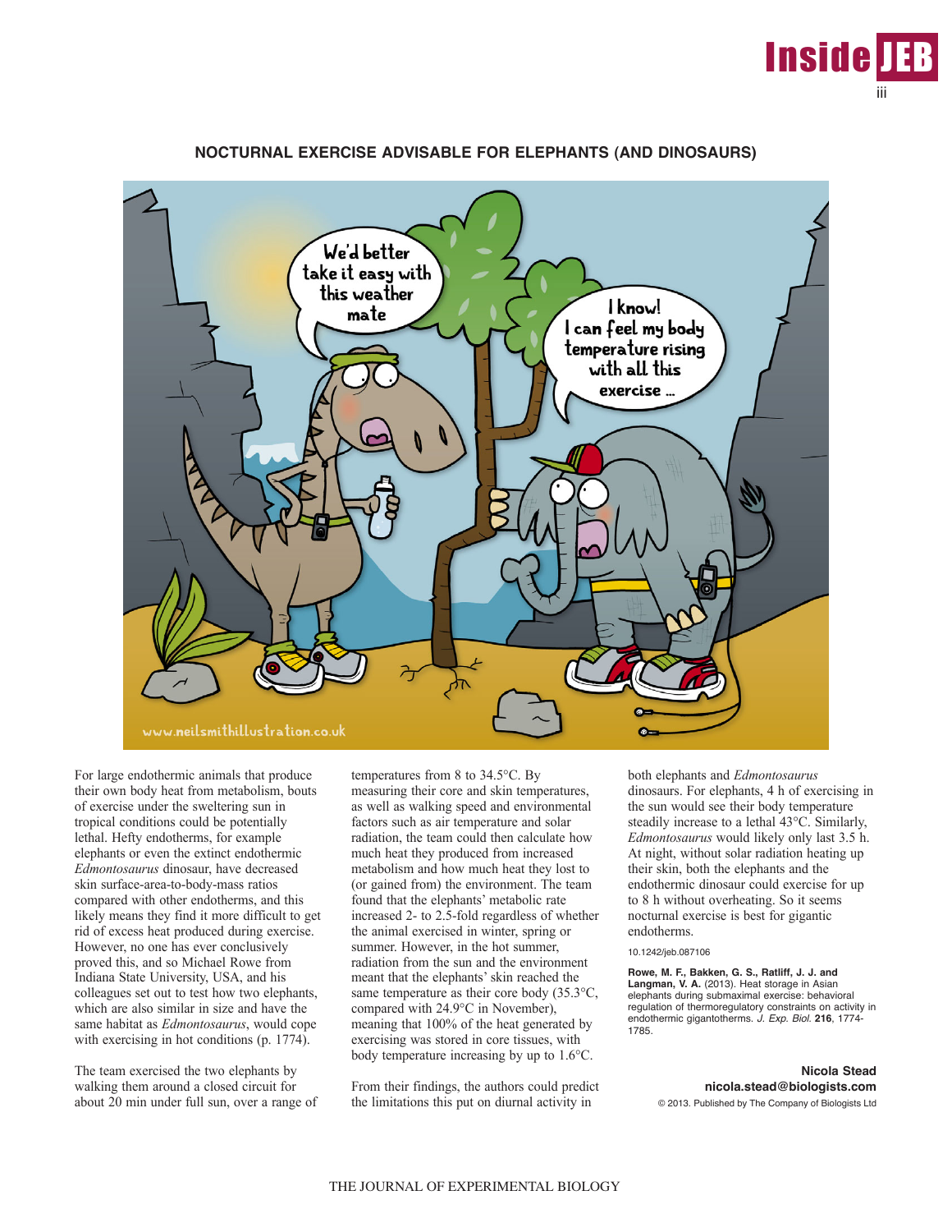## NOCTURNAL EXERCISE ADVISABLE FOR ELEPHANTS (AND DINOSAURS)

For large endothermic animals that produce their own body heat from metabolism, bouts of exercise under the sweltering sun in tropical conditions could be potentially lethal. Hefty endotherms, for example elephants or even the extinct endothermic *Edmontosaurus* dinosaur, have decreased skin surface-area-to-body-mass ratios compared with other endotherms, and this likely means they find it more difficult to get rid of excess heat produced during exercise. However, no one has ever conclusively proved this, and so Michael Rowe from Indiana State University, USA, and his colleagues set out to test how two elephants, which are also similar in size and have the same habitat as *Edmontosaurus*, would cope with exercising in hot conditions (p. 1774).

The team exercised the two elephants by walking them around a closed circuit for about 20 min under full sun, over a range of temperatures from 8 to 34.5°C. By measuring their core and skin temperatures, as well as walking speed and environmental factors such as air temperature and solar radiation, the team could then calculate how much heat they produced from increased metabolism and how much heat they lost to (or gained from) the environment. The team found that the elephants' metabolic rate increased 2- to 2.5-fold regardless of whether the animal exercised in winter, spring or summer. However, in the hot summer, radiation from the sun and the environment meant that the elephants' skin reached the same temperature as their core body (35.3°C, compared with 24.9°C in November), meaning that 100% of the heat generated by exercising was stored in core tissues, with body temperature increasing by up to 1.6°C.

From their findings, the authors could predict the limitations this put on diurnal activity in both elephants and *Edmontosaurus* dinosaurs. For elephants, 4 h of exercising in the sun would see their body temperature steadily increase to a lethal 43°C. Similarly, *Edmontosaurus* would likely only last 3.5 h. At night, without solar radiation heating up their skin, both the elephants and the endothermic dinosaur could exercise for up to 8 h without overheating. So it seems nocturnal exercise is best for gigantic endotherms.

10.1242/jeb.087106

**Rowe, M. F., Bakken, G. S., Ratliff, J. J. and Langman, V. A.** (2013). Heat storage in Asian elephants during submaximal exercise: behavioral regulation of thermoregulatory constraints on activity in endothermic gigantotherms. *J. Exp. Biol.* **216**, 1774-1785.

**Nicola Stead**
**nicola.stead@biologists.com**

© 2013. Published by The Company of Biologists Ltd